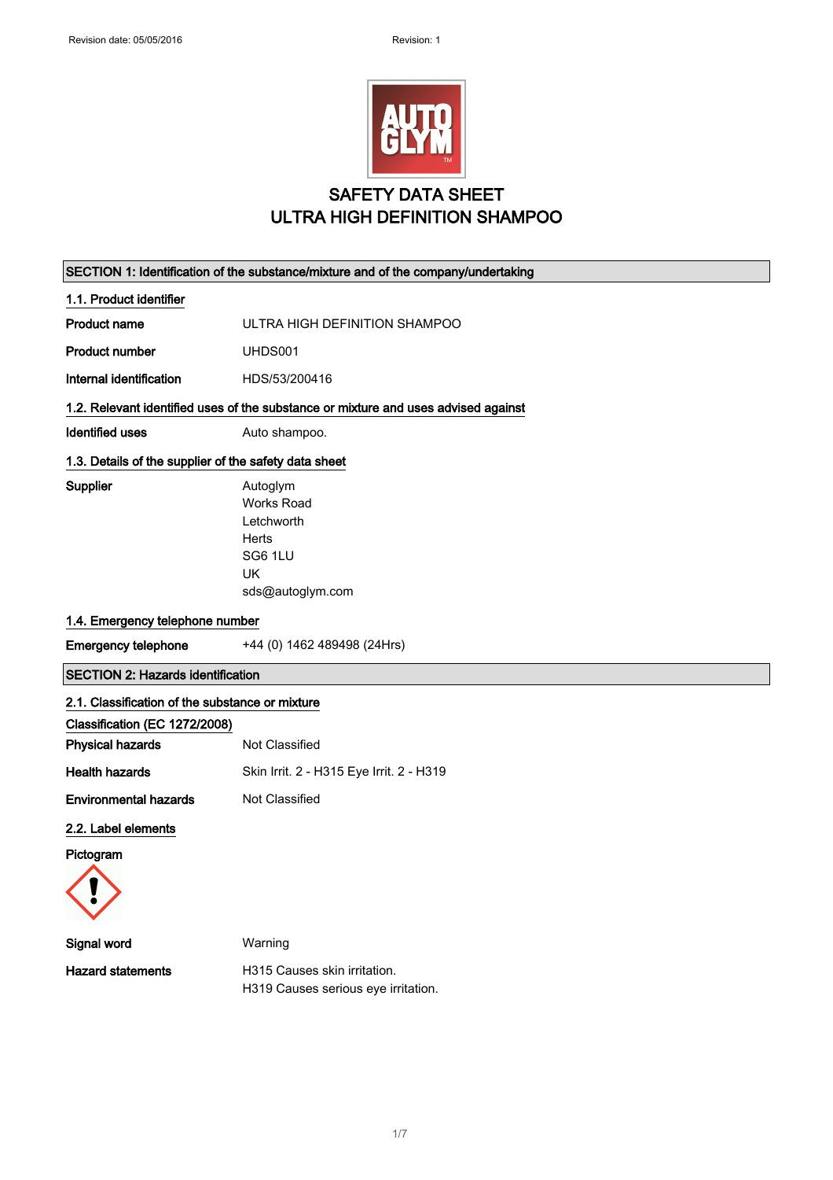# SAFETY DATA SHEET
# ULTRA HIGH DEFINITION SHAMPOO

## SECTION 1: Identification of the substance/mixture and of the company/undertaking

### 1.1. Product identifier

| | |
|---|---|
| **Product name** | ULTRA HIGH DEFINITION SHAMPOO |
| **Product number** | UHDS001 |
| **Internal identification** | HDS/53/200416 |

### 1.2. Relevant identified uses of the substance or mixture and uses advised against

| | |
|---|---|
| **Identified uses** | Auto shampoo. |

### 1.3. Details of the supplier of the safety data sheet

**Supplier**

Autoglym
Works Road
Letchworth
Herts
SG6 1LU
UK
sds@autoglym.com

### 1.4. Emergency telephone number

| | |
|---|---|
| **Emergency telephone** | +44 (0) 1462 489498 (24Hrs) |

## SECTION 2: Hazards identification

### 2.1. Classification of the substance or mixture

**Classification (EC 1272/2008)**

| | |
|---|---|
| **Physical hazards** | Not Classified |
| **Health hazards** | Skin Irrit. 2 - H315 Eye Irrit. 2 - H319 |
| **Environmental hazards** | Not Classified |

### 2.2. Label elements

**Pictogram**

| | |
|---|---|
| **Signal word** | Warning |
| **Hazard statements** | H315 Causes skin irritation.<br>H319 Causes serious eye irritation. |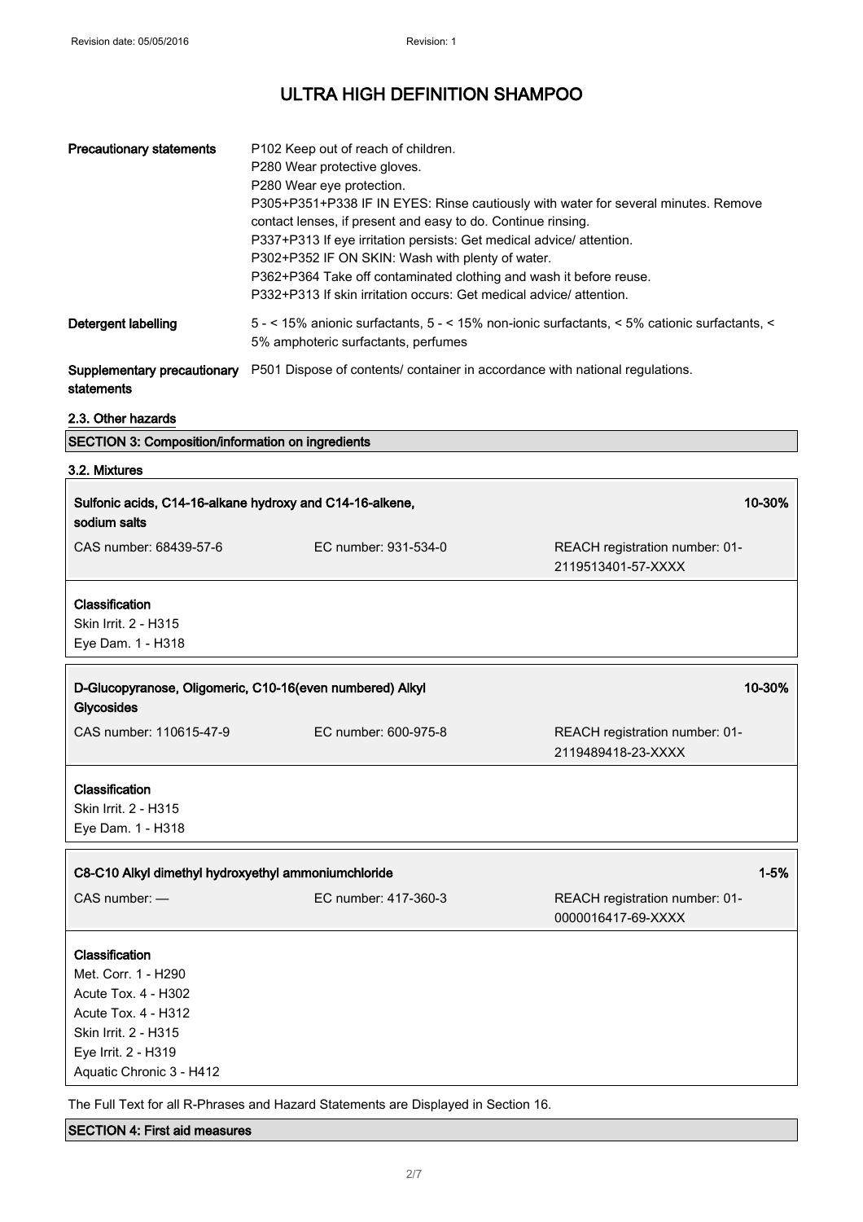| | |
|---|---|
| **Precautionary statements** | P102 Keep out of reach of children.<br>P280 Wear protective gloves.<br>P280 Wear eye protection.<br>P305+P351+P338 IF IN EYES: Rinse cautiously with water for several minutes. Remove contact lenses, if present and easy to do. Continue rinsing.<br>P337+P313 If eye irritation persists: Get medical advice/ attention.<br>P302+P352 IF ON SKIN: Wash with plenty of water.<br>P362+P364 Take off contaminated clothing and wash it before reuse.<br>P332+P313 If skin irritation occurs: Get medical advice/ attention. |
| **Detergent labelling** | 5 - < 15% anionic surfactants, 5 - < 15% non-ionic surfactants, < 5% cationic surfactants, < 5% amphoteric surfactants, perfumes |
| **Supplementary precautionary statements** | P501 Dispose of contents/ container in accordance with national regulations. |

### 2.3. Other hazards

## SECTION 3: Composition/information on ingredients

### 3.2. Mixtures

| **Sulfonic acids, C14-16-alkane hydroxy and C14-16-alkene, sodium salts** | | **10-30%** |
|---|---|---|
| CAS number: 68439-57-6 | EC number: 931-534-0 | REACH registration number: 01-2119513401-57-XXXX |

**Classification**
Skin Irrit. 2 - H315
Eye Dam. 1 - H318

| **D-Glucopyranose, Oligomeric, C10-16(even numbered) Alkyl Glycosides** | | **10-30%** |
|---|---|---|
| CAS number: 110615-47-9 | EC number: 600-975-8 | REACH registration number: 01-2119489418-23-XXXX |

**Classification**
Skin Irrit. 2 - H315
Eye Dam. 1 - H318

| **C8-C10 Alkyl dimethyl hydroxyethyl ammoniumchloride** | | **1-5%** |
|---|---|---|
| CAS number: — | EC number: 417-360-3 | REACH registration number: 01-0000016417-69-XXXX |

**Classification**
Met. Corr. 1 - H290
Acute Tox. 4 - H302
Acute Tox. 4 - H312
Skin Irrit. 2 - H315
Eye Irrit. 2 - H319
Aquatic Chronic 3 - H412

The Full Text for all R-Phrases and Hazard Statements are Displayed in Section 16.

## SECTION 4: First aid measures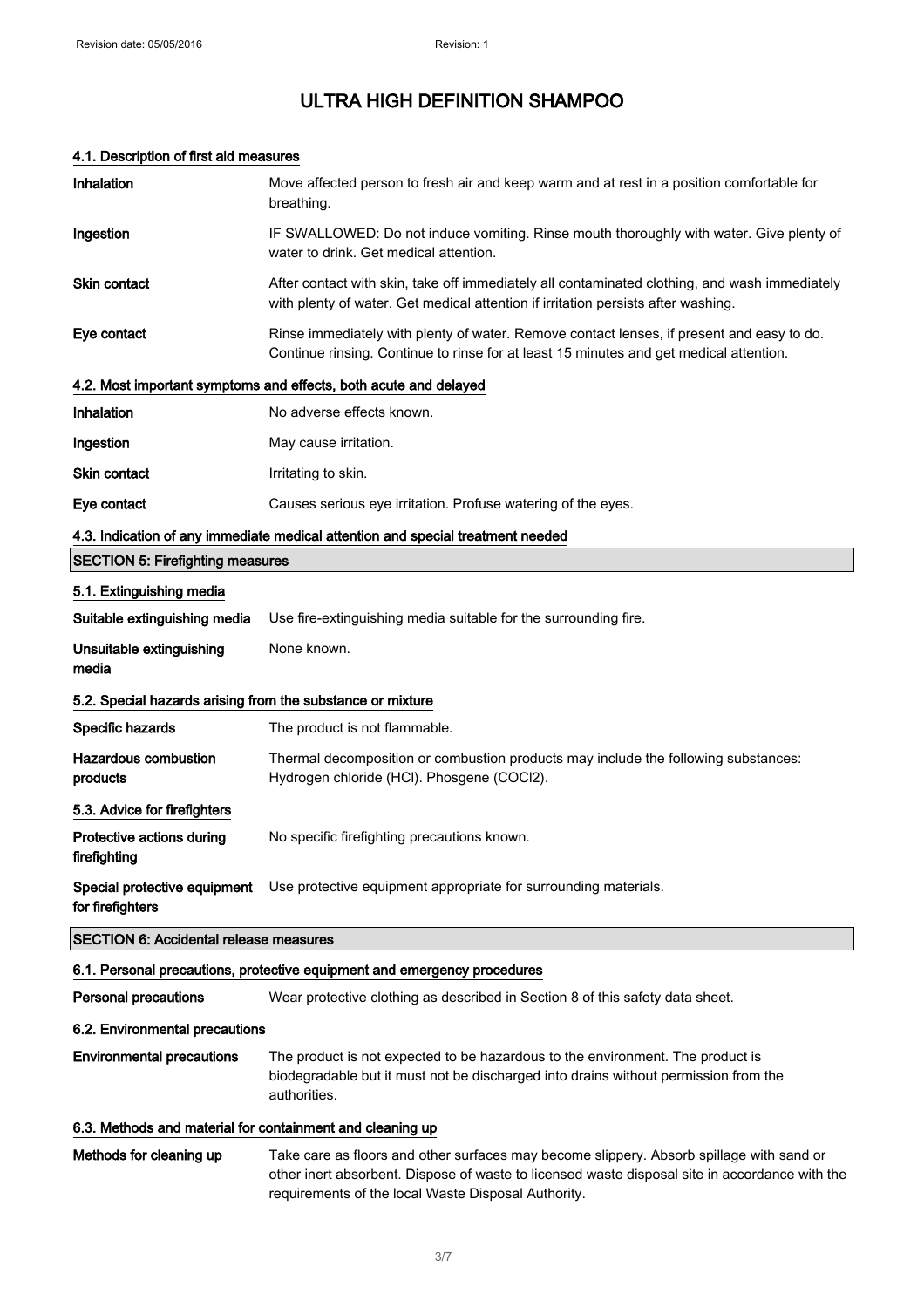# ULTRA HIGH DEFINITION SHAMPOO

### 4.1. Description of first aid measures

| | |
|---|---|
| **Inhalation** | Move affected person to fresh air and keep warm and at rest in a position comfortable for breathing. |
| **Ingestion** | IF SWALLOWED: Do not induce vomiting. Rinse mouth thoroughly with water. Give plenty of water to drink. Get medical attention. |
| **Skin contact** | After contact with skin, take off immediately all contaminated clothing, and wash immediately with plenty of water. Get medical attention if irritation persists after washing. |
| **Eye contact** | Rinse immediately with plenty of water. Remove contact lenses, if present and easy to do. Continue rinsing. Continue to rinse for at least 15 minutes and get medical attention. |

### 4.2. Most important symptoms and effects, both acute and delayed

| | |
|---|---|
| **Inhalation** | No adverse effects known. |
| **Ingestion** | May cause irritation. |
| **Skin contact** | Irritating to skin. |
| **Eye contact** | Causes serious eye irritation. Profuse watering of the eyes. |

### 4.3. Indication of any immediate medical attention and special treatment needed

## SECTION 5: Firefighting measures

### 5.1. Extinguishing media

| | |
|---|---|
| **Suitable extinguishing media** | Use fire-extinguishing media suitable for the surrounding fire. |
| **Unsuitable extinguishing media** | None known. |

### 5.2. Special hazards arising from the substance or mixture

| | |
|---|---|
| **Specific hazards** | The product is not flammable. |
| **Hazardous combustion products** | Thermal decomposition or combustion products may include the following substances: Hydrogen chloride (HCl). Phosgene ($COCl_2$). |

### 5.3. Advice for firefighters

| | |
|---|---|
| **Protective actions during firefighting** | No specific firefighting precautions known. |
| **Special protective equipment for firefighters** | Use protective equipment appropriate for surrounding materials. |

## SECTION 6: Accidental release measures

### 6.1. Personal precautions, protective equipment and emergency procedures

| | |
|---|---|
| **Personal precautions** | Wear protective clothing as described in Section 8 of this safety data sheet. |

### 6.2. Environmental precautions

| | |
|---|---|
| **Environmental precautions** | The product is not expected to be hazardous to the environment. The product is biodegradable but it must not be discharged into drains without permission from the authorities. |

### 6.3. Methods and material for containment and cleaning up

| | |
|---|---|
| **Methods for cleaning up** | Take care as floors and other surfaces may become slippery. Absorb spillage with sand or other inert absorbent. Dispose of waste to licensed waste disposal site in accordance with the requirements of the local Waste Disposal Authority. |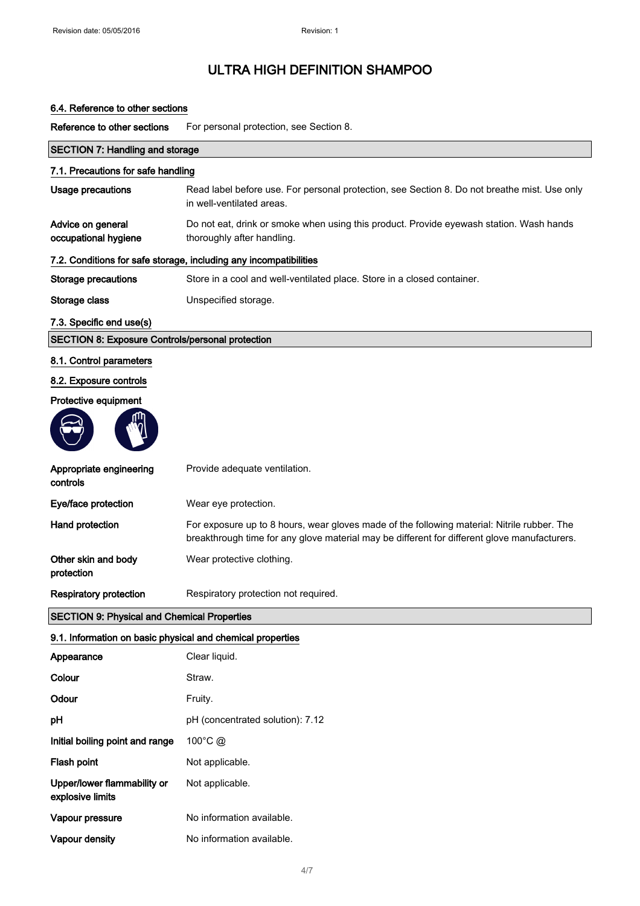### 6.4. Reference to other sections

| | |
|---|---|
| **Reference to other sections** | For personal protection, see Section 8. |

## SECTION 7: Handling and storage

### 7.1. Precautions for safe handling

| | |
|---|---|
| **Usage precautions** | Read label before use. For personal protection, see Section 8. Do not breathe mist. Use only in well-ventilated areas. |
| **Advice on general occupational hygiene** | Do not eat, drink or smoke when using this product. Provide eyewash station. Wash hands thoroughly after handling. |

### 7.2. Conditions for safe storage, including any incompatibilities

| | |
|---|---|
| **Storage precautions** | Store in a cool and well-ventilated place. Store in a closed container. |
| **Storage class** | Unspecified storage. |

### 7.3. Specific end use(s)

## SECTION 8: Exposure Controls/personal protection

### 8.1. Control parameters

### 8.2. Exposure controls

**Protective equipment**

| | |
|---|---|
| **Appropriate engineering controls** | Provide adequate ventilation. |
| **Eye/face protection** | Wear eye protection. |
| **Hand protection** | For exposure up to 8 hours, wear gloves made of the following material: Nitrile rubber. The breakthrough time for any glove material may be different for different glove manufacturers. |
| **Other skin and body protection** | Wear protective clothing. |
| **Respiratory protection** | Respiratory protection not required. |

## SECTION 9: Physical and Chemical Properties

### 9.1. Information on basic physical and chemical properties

| | |
|---|---|
| **Appearance** | Clear liquid. |
| **Colour** | Straw. |
| **Odour** | Fruity. |
| **pH** | pH (concentrated solution): 7.12 |
| **Initial boiling point and range** | 100°C @ |
| **Flash point** | Not applicable. |
| **Upper/lower flammability or explosive limits** | Not applicable. |
| **Vapour pressure** | No information available. |
| **Vapour density** | No information available. |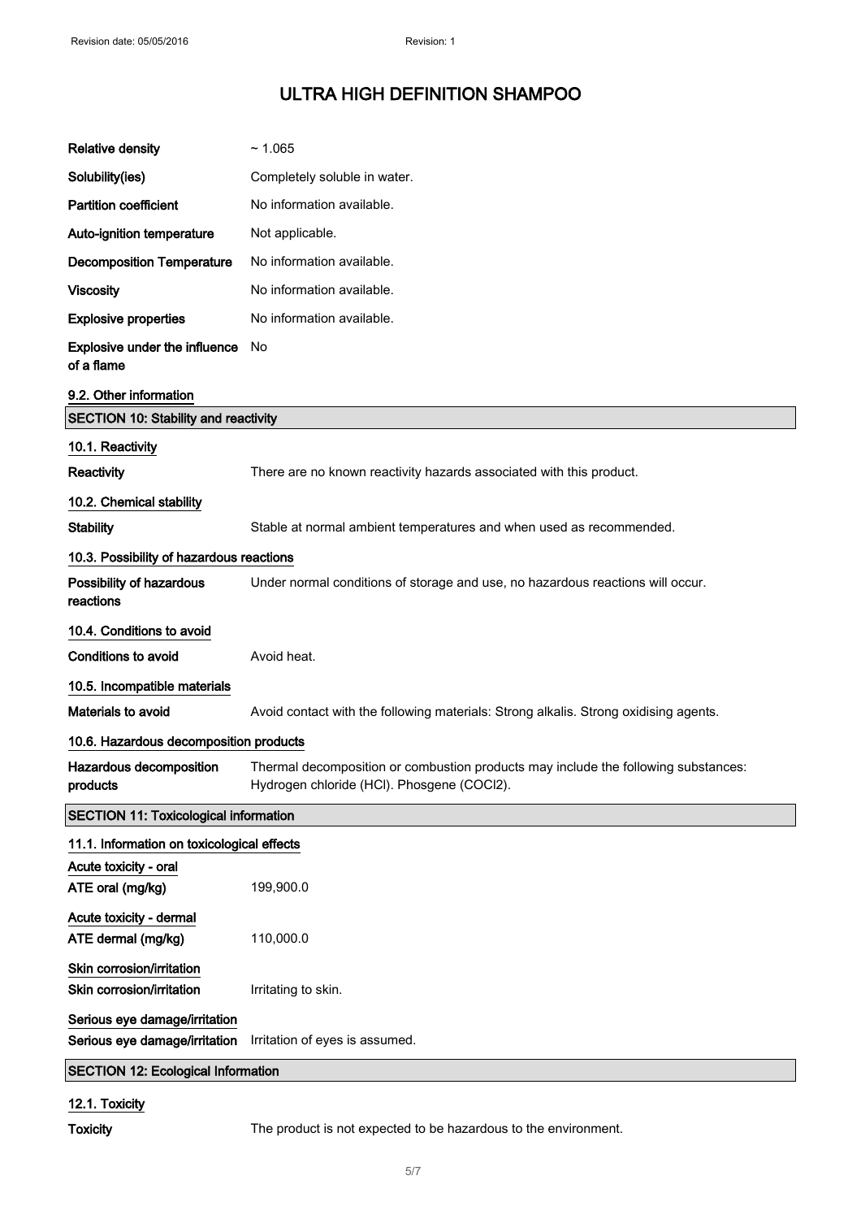| | |
|---|---|
| **Relative density** | ~ 1.065 |
| **Solubility(ies)** | Completely soluble in water. |
| **Partition coefficient** | No information available. |
| **Auto-ignition temperature** | Not applicable. |
| **Decomposition Temperature** | No information available. |
| **Viscosity** | No information available. |
| **Explosive properties** | No information available. |
| **Explosive under the influence of a flame** | No |

### 9.2. Other information

## SECTION 10: Stability and reactivity

### 10.1. Reactivity

**Reactivity** There are no known reactivity hazards associated with this product.

### 10.2. Chemical stability

**Stability** Stable at normal ambient temperatures and when used as recommended.

### 10.3. Possibility of hazardous reactions

**Possibility of hazardous reactions** Under normal conditions of storage and use, no hazardous reactions will occur.

### 10.4. Conditions to avoid

**Conditions to avoid** Avoid heat.

### 10.5. Incompatible materials

**Materials to avoid** Avoid contact with the following materials: Strong alkalis. Strong oxidising agents.

### 10.6. Hazardous decomposition products

**Hazardous decomposition products** Thermal decomposition or combustion products may include the following substances: Hydrogen chloride (HCl). Phosgene ($COCl_2$).

## SECTION 11: Toxicological information

### 11.1. Information on toxicological effects

**Acute toxicity - oral**

**ATE oral (mg/kg)** 199,900.0

**Acute toxicity - dermal**

**ATE dermal (mg/kg)** 110,000.0

**Skin corrosion/irritation**

**Skin corrosion/irritation** Irritating to skin.

**Serious eye damage/irritation**

**Serious eye damage/irritation** Irritation of eyes is assumed.

## SECTION 12: Ecological Information

### 12.1. Toxicity

**Toxicity** The product is not expected to be hazardous to the environment.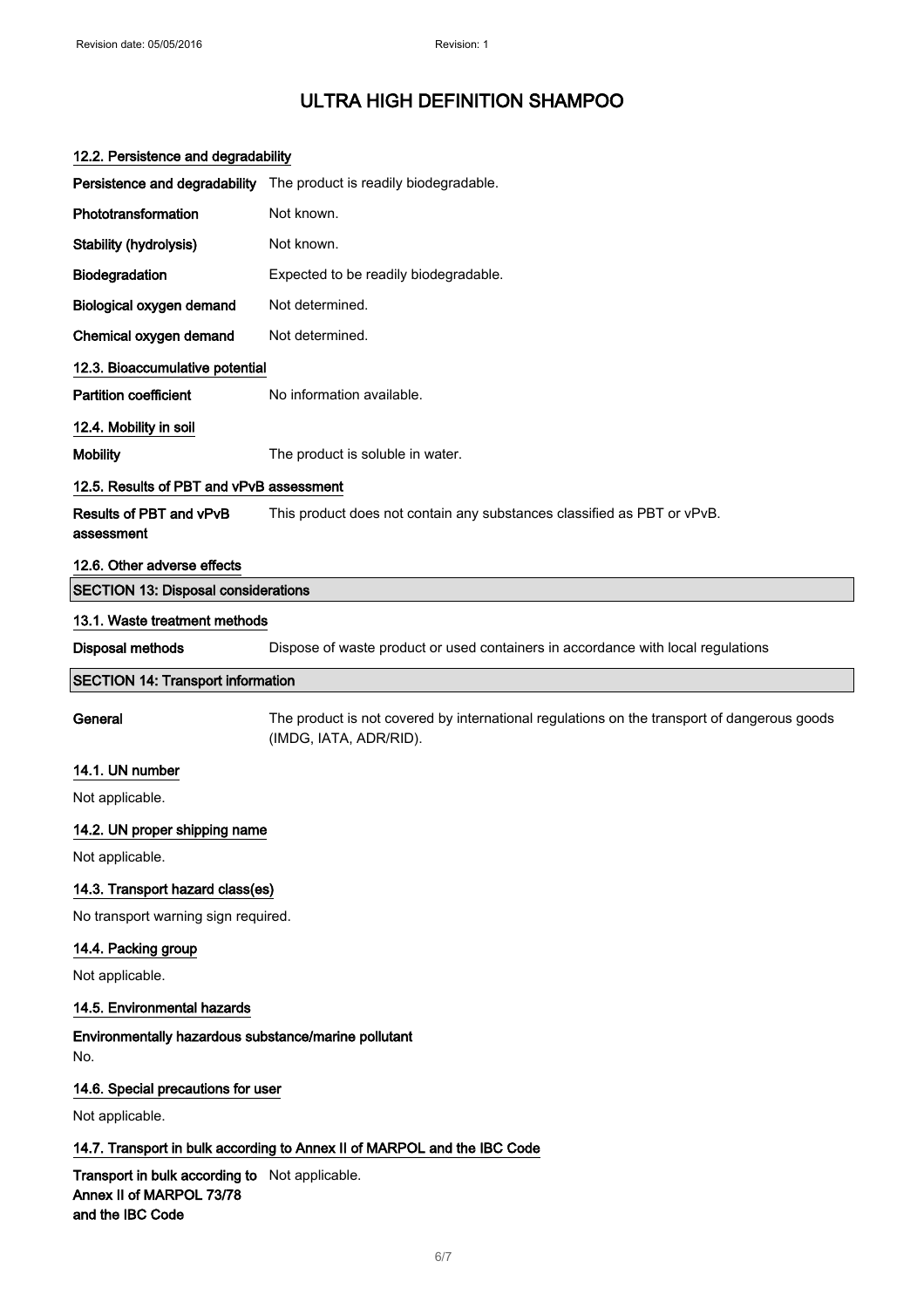### 12.2. Persistence and degradability

| | |
|---|---|
| **Persistence and degradability** | The product is readily biodegradable. |
| **Phototransformation** | Not known. |
| **Stability (hydrolysis)** | Not known. |
| **Biodegradation** | Expected to be readily biodegradable. |
| **Biological oxygen demand** | Not determined. |
| **Chemical oxygen demand** | Not determined. |

### 12.3. Bioaccumulative potential

| | |
|---|---|
| **Partition coefficient** | No information available. |

### 12.4. Mobility in soil

| | |
|---|---|
| **Mobility** | The product is soluble in water. |

### 12.5. Results of PBT and vPvB assessment

| | |
|---|---|
| **Results of PBT and vPvB assessment** | This product does not contain any substances classified as PBT or vPvB. |

### 12.6. Other adverse effects

## SECTION 13: Disposal considerations

### 13.1. Waste treatment methods

| | |
|---|---|
| **Disposal methods** | Dispose of waste product or used containers in accordance with local regulations |

## SECTION 14: Transport information

| | |
|---|---|
| **General** | The product is not covered by international regulations on the transport of dangerous goods (IMDG, IATA, ADR/RID). |

### 14.1. UN number

Not applicable.

### 14.2. UN proper shipping name

Not applicable.

### 14.3. Transport hazard class(es)

No transport warning sign required.

### 14.4. Packing group

Not applicable.

### 14.5. Environmental hazards

**Environmentally hazardous substance/marine pollutant**

No.

### 14.6. Special precautions for user

Not applicable.

### 14.7. Transport in bulk according to Annex II of MARPOL and the IBC Code

| | |
|---|---|
| **Transport in bulk according to Annex II of MARPOL 73/78 and the IBC Code** | Not applicable. |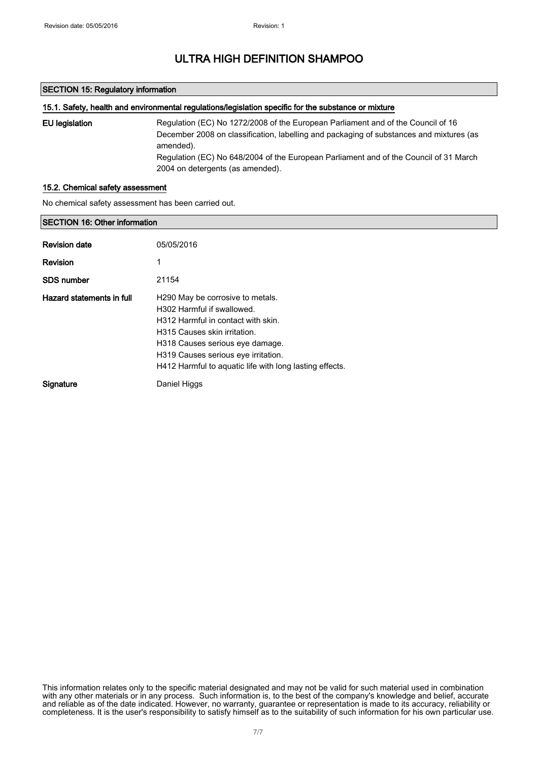## SECTION 15: Regulatory information

### 15.1. Safety, health and environmental regulations/legislation specific for the substance or mixture

**EU legislation** Regulation (EC) No 1272/2008 of the European Parliament and of the Council of 16 December 2008 on classification, labelling and packaging of substances and mixtures (as amended).
Regulation (EC) No 648/2004 of the European Parliament and of the Council of 31 March 2004 on detergents (as amended).

### 15.2. Chemical safety assessment

No chemical safety assessment has been carried out.

## SECTION 16: Other information

**Revision date** 05/05/2016

**Revision** 1

**SDS number** 21154

**Hazard statements in full**
H290 May be corrosive to metals.
H302 Harmful if swallowed.
H312 Harmful in contact with skin.
H315 Causes skin irritation.
H318 Causes serious eye damage.
H319 Causes serious eye irritation.
H412 Harmful to aquatic life with long lasting effects.

**Signature** Daniel Higgs

This information relates only to the specific material designated and may not be valid for such material used in combination with any other materials or in any process. Such information is, to the best of the company's knowledge and belief, accurate and reliable as of the date indicated. However, no warranty, guarantee or representation is made to its accuracy, reliability or completeness. It is the user's responsibility to satisfy himself as to the suitability of such information for his own particular use.